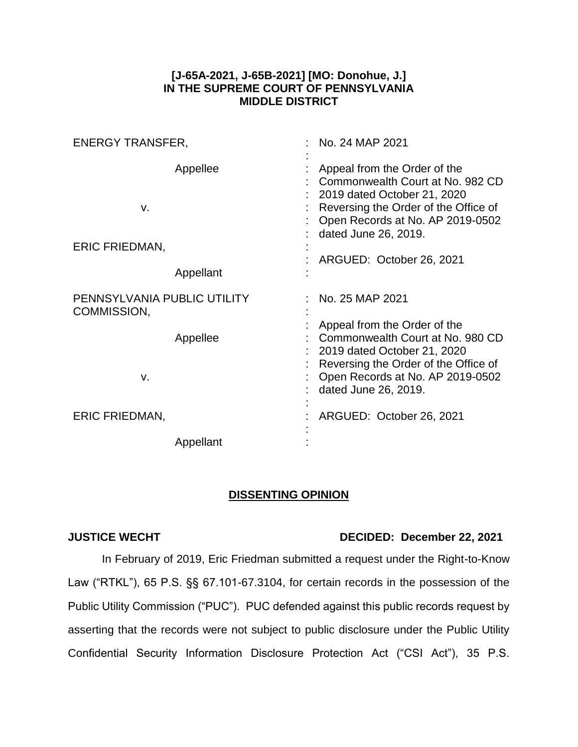**[J-65A-2021, J-65B-2021] [MO: Donohue, J.]**
**IN THE SUPREME COURT OF PENNSYLVANIA**
**MIDDLE DISTRICT**

| | |
|---|---|
| ENERGY TRANSFER,<br><br>Appellee<br><br>v.<br><br>ERIC FRIEDMAN,<br><br>Appellant | No. 24 MAP 2021<br><br>Appeal from the Order of the Commonwealth Court at No. 982 CD 2019 dated October 21, 2020 Reversing the Order of the Office of Open Records at No. AP 2019-0502 dated June 26, 2019.<br><br>ARGUED: October 26, 2021 |
| PENNSYLVANIA PUBLIC UTILITY COMMISSION,<br><br>Appellee<br><br>v.<br><br>ERIC FRIEDMAN,<br><br>Appellant | No. 25 MAP 2021<br><br>Appeal from the Order of the Commonwealth Court at No. 980 CD 2019 dated October 21, 2020 Reversing the Order of the Office of Open Records at No. AP 2019-0502 dated June 26, 2019.<br><br>ARGUED: October 26, 2021 |

## DISSENTING OPINION

**JUSTICE WECHT** **DECIDED: December 22, 2021**

In February of 2019, Eric Friedman submitted a request under the Right-to-Know Law ("RTKL"), 65 P.S. §§ 67.101-67.3104, for certain records in the possession of the Public Utility Commission ("PUC"). PUC defended against this public records request by asserting that the records were not subject to public disclosure under the Public Utility Confidential Security Information Disclosure Protection Act ("CSI Act"), 35 P.S.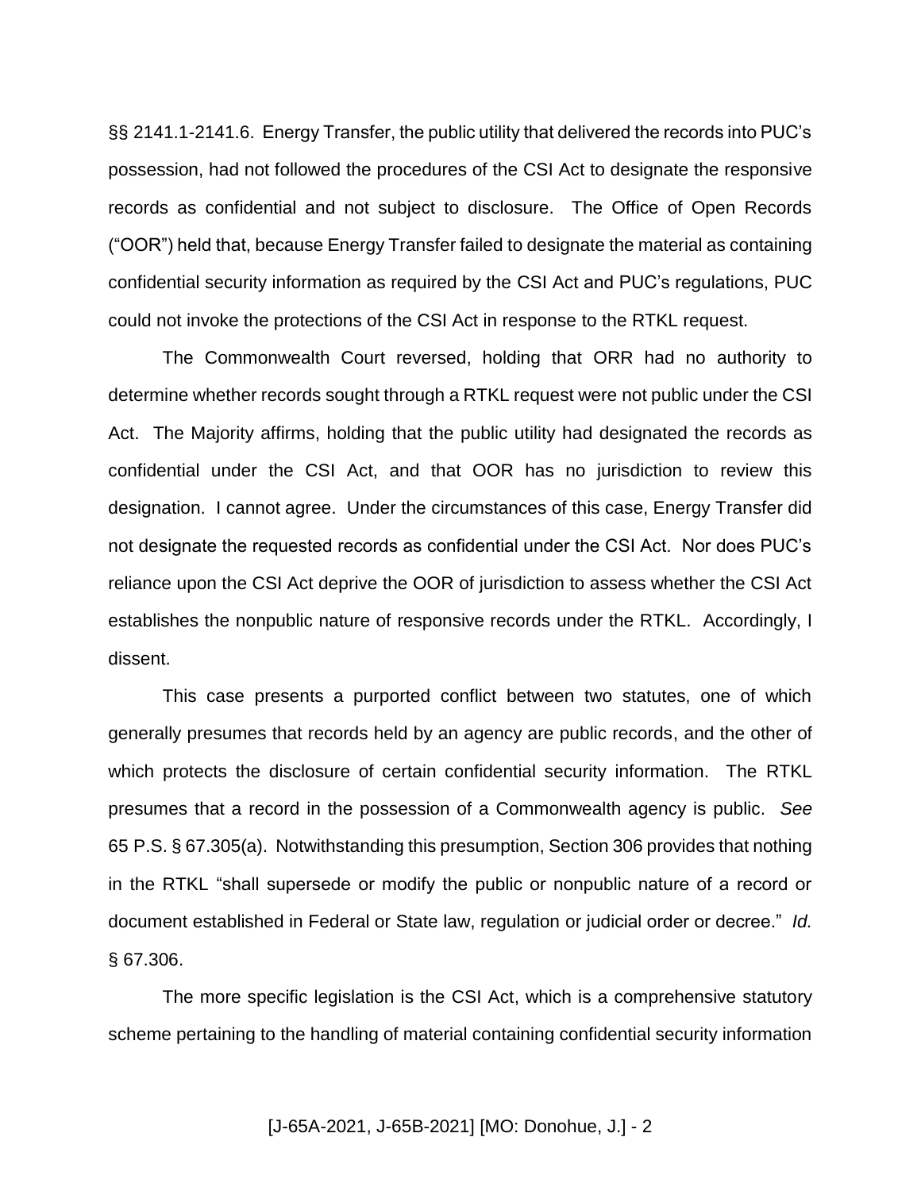§§ 2141.1-2141.6. Energy Transfer, the public utility that delivered the records into PUC's possession, had not followed the procedures of the CSI Act to designate the responsive records as confidential and not subject to disclosure. The Office of Open Records ("OOR") held that, because Energy Transfer failed to designate the material as containing confidential security information as required by the CSI Act and PUC's regulations, PUC could not invoke the protections of the CSI Act in response to the RTKL request.

The Commonwealth Court reversed, holding that ORR had no authority to determine whether records sought through a RTKL request were not public under the CSI Act. The Majority affirms, holding that the public utility had designated the records as confidential under the CSI Act, and that OOR has no jurisdiction to review this designation. I cannot agree. Under the circumstances of this case, Energy Transfer did not designate the requested records as confidential under the CSI Act. Nor does PUC's reliance upon the CSI Act deprive the OOR of jurisdiction to assess whether the CSI Act establishes the nonpublic nature of responsive records under the RTKL. Accordingly, I dissent.

This case presents a purported conflict between two statutes, one of which generally presumes that records held by an agency are public records, and the other of which protects the disclosure of certain confidential security information. The RTKL presumes that a record in the possession of a Commonwealth agency is public. *See* 65 P.S. § 67.305(a). Notwithstanding this presumption, Section 306 provides that nothing in the RTKL "shall supersede or modify the public or nonpublic nature of a record or document established in Federal or State law, regulation or judicial order or decree." *Id.* § 67.306.

The more specific legislation is the CSI Act, which is a comprehensive statutory scheme pertaining to the handling of material containing confidential security information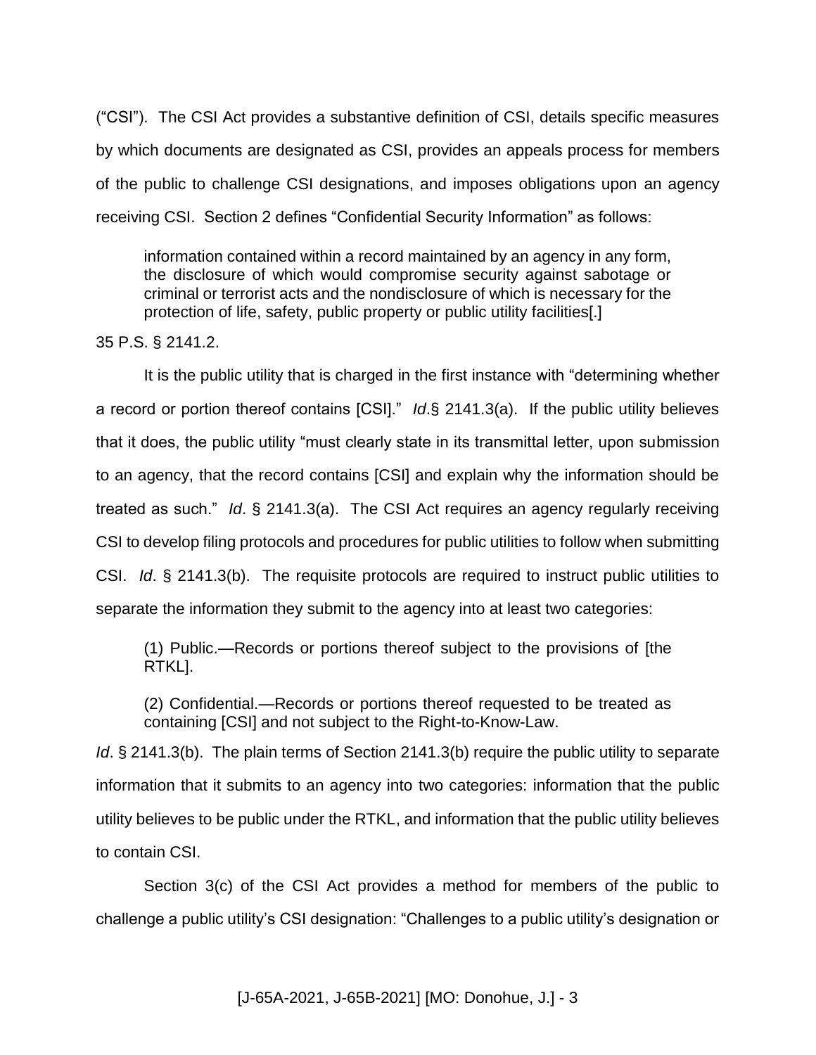("CSI"). The CSI Act provides a substantive definition of CSI, details specific measures by which documents are designated as CSI, provides an appeals process for members of the public to challenge CSI designations, and imposes obligations upon an agency receiving CSI. Section 2 defines "Confidential Security Information" as follows:

> information contained within a record maintained by an agency in any form, the disclosure of which would compromise security against sabotage or criminal or terrorist acts and the nondisclosure of which is necessary for the protection of life, safety, public property or public utility facilities[.]

35 P.S. § 2141.2.

It is the public utility that is charged in the first instance with "determining whether a record or portion thereof contains [CSI]." *Id*.§ 2141.3(a). If the public utility believes that it does, the public utility "must clearly state in its transmittal letter, upon submission to an agency, that the record contains [CSI] and explain why the information should be treated as such." *Id*. § 2141.3(a). The CSI Act requires an agency regularly receiving CSI to develop filing protocols and procedures for public utilities to follow when submitting CSI. *Id*. § 2141.3(b). The requisite protocols are required to instruct public utilities to separate the information they submit to the agency into at least two categories:

> (1) Public.—Records or portions thereof subject to the provisions of [the RTKL].
>
> (2) Confidential.—Records or portions thereof requested to be treated as containing [CSI] and not subject to the Right-to-Know-Law.

*Id*. § 2141.3(b). The plain terms of Section 2141.3(b) require the public utility to separate information that it submits to an agency into two categories: information that the public utility believes to be public under the RTKL, and information that the public utility believes to contain CSI.

Section 3(c) of the CSI Act provides a method for members of the public to challenge a public utility's CSI designation: "Challenges to a public utility's designation or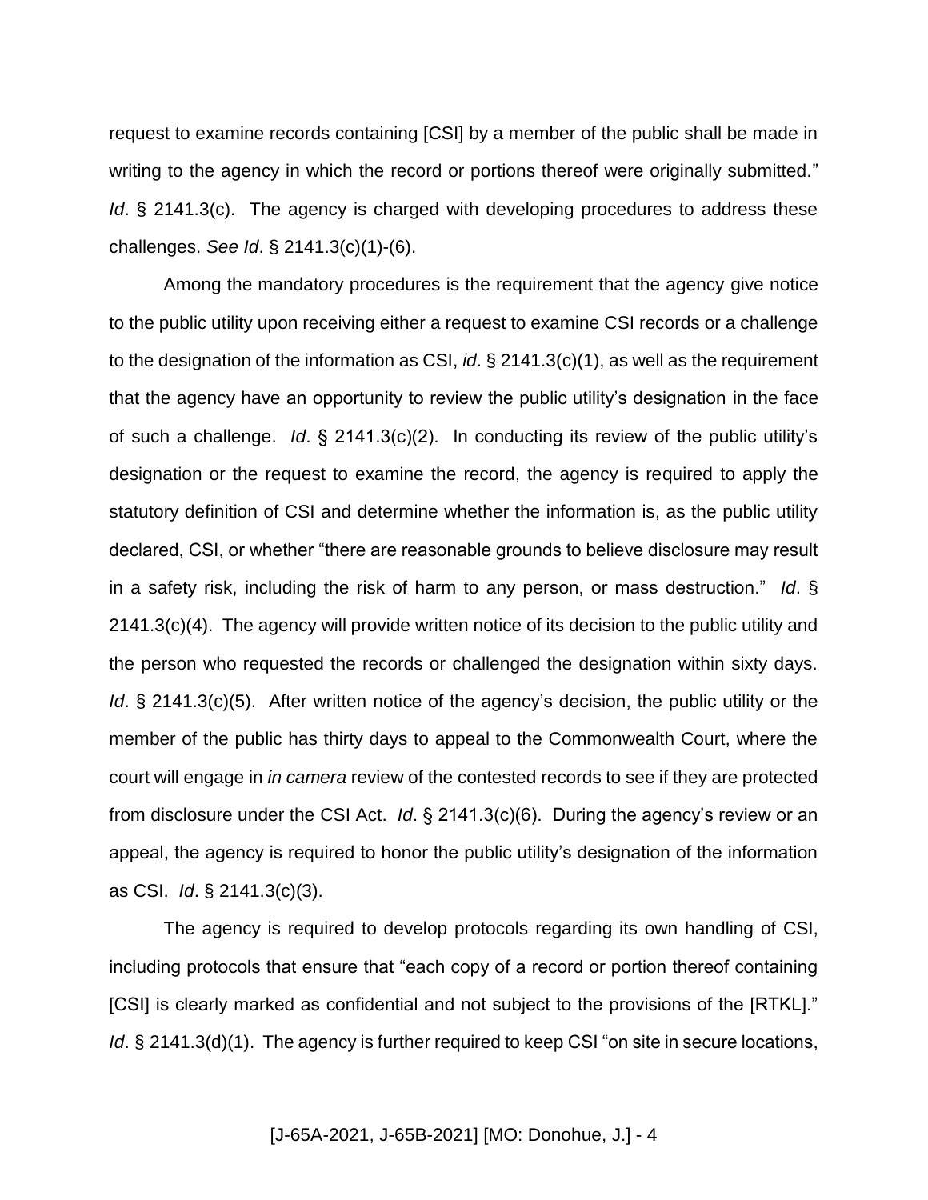request to examine records containing [CSI] by a member of the public shall be made in writing to the agency in which the record or portions thereof were originally submitted." *Id*. § 2141.3(c). The agency is charged with developing procedures to address these challenges. *See Id*. § 2141.3(c)(1)-(6).

Among the mandatory procedures is the requirement that the agency give notice to the public utility upon receiving either a request to examine CSI records or a challenge to the designation of the information as CSI, *id*. § 2141.3(c)(1), as well as the requirement that the agency have an opportunity to review the public utility's designation in the face of such a challenge. *Id*. § 2141.3(c)(2). In conducting its review of the public utility's designation or the request to examine the record, the agency is required to apply the statutory definition of CSI and determine whether the information is, as the public utility declared, CSI, or whether "there are reasonable grounds to believe disclosure may result in a safety risk, including the risk of harm to any person, or mass destruction." *Id*. § 2141.3(c)(4). The agency will provide written notice of its decision to the public utility and the person who requested the records or challenged the designation within sixty days. *Id*. § 2141.3(c)(5). After written notice of the agency's decision, the public utility or the member of the public has thirty days to appeal to the Commonwealth Court, where the court will engage in *in camera* review of the contested records to see if they are protected from disclosure under the CSI Act. *Id*. § 2141.3(c)(6). During the agency's review or an appeal, the agency is required to honor the public utility's designation of the information as CSI. *Id*. § 2141.3(c)(3).

The agency is required to develop protocols regarding its own handling of CSI, including protocols that ensure that "each copy of a record or portion thereof containing [CSI] is clearly marked as confidential and not subject to the provisions of the [RTKL]." *Id*. § 2141.3(d)(1). The agency is further required to keep CSI "on site in secure locations,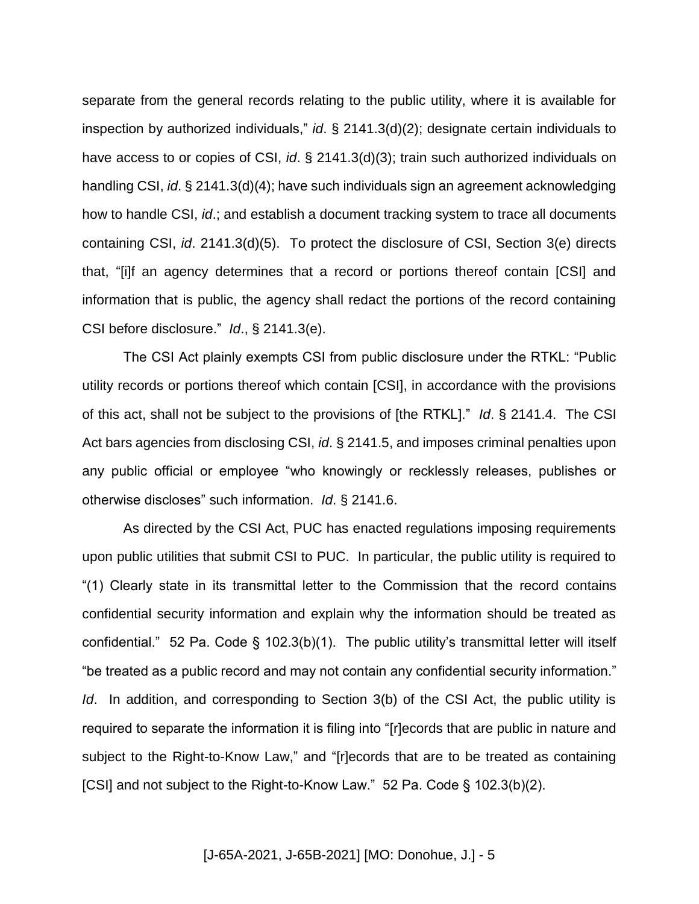separate from the general records relating to the public utility, where it is available for inspection by authorized individuals," *id*. § 2141.3(d)(2); designate certain individuals to have access to or copies of CSI, *id*. § 2141.3(d)(3); train such authorized individuals on handling CSI, *id*. § 2141.3(d)(4); have such individuals sign an agreement acknowledging how to handle CSI, *id*.; and establish a document tracking system to trace all documents containing CSI, *id*. 2141.3(d)(5). To protect the disclosure of CSI, Section 3(e) directs that, "[i]f an agency determines that a record or portions thereof contain [CSI] and information that is public, the agency shall redact the portions of the record containing CSI before disclosure." *Id*., § 2141.3(e).

The CSI Act plainly exempts CSI from public disclosure under the RTKL: "Public utility records or portions thereof which contain [CSI], in accordance with the provisions of this act, shall not be subject to the provisions of [the RTKL]." *Id*. § 2141.4. The CSI Act bars agencies from disclosing CSI, *id*. § 2141.5, and imposes criminal penalties upon any public official or employee "who knowingly or recklessly releases, publishes or otherwise discloses" such information. *Id*. § 2141.6.

As directed by the CSI Act, PUC has enacted regulations imposing requirements upon public utilities that submit CSI to PUC. In particular, the public utility is required to "(1) Clearly state in its transmittal letter to the Commission that the record contains confidential security information and explain why the information should be treated as confidential." 52 Pa. Code § 102.3(b)(1). The public utility's transmittal letter will itself "be treated as a public record and may not contain any confidential security information." *Id*. In addition, and corresponding to Section 3(b) of the CSI Act, the public utility is required to separate the information it is filing into "[r]ecords that are public in nature and subject to the Right-to-Know Law," and "[r]ecords that are to be treated as containing [CSI] and not subject to the Right-to-Know Law." 52 Pa. Code § 102.3(b)(2).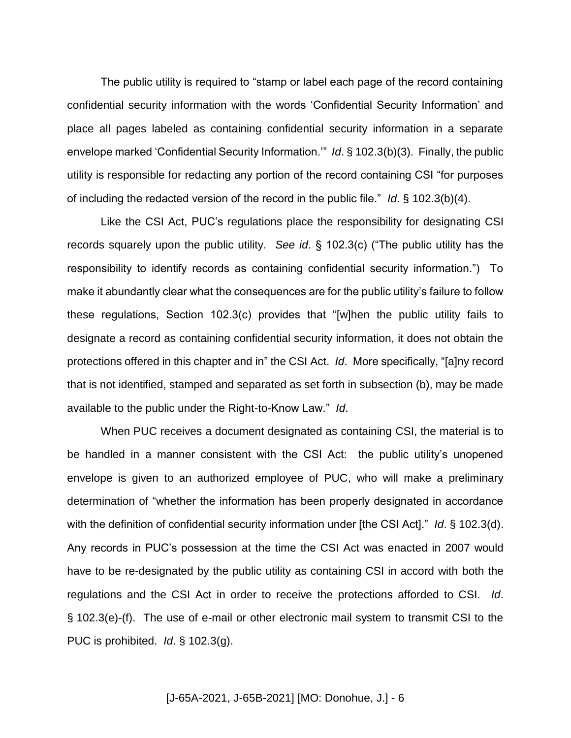The public utility is required to "stamp or label each page of the record containing confidential security information with the words 'Confidential Security Information' and place all pages labeled as containing confidential security information in a separate envelope marked 'Confidential Security Information.'" *Id*. § 102.3(b)(3). Finally, the public utility is responsible for redacting any portion of the record containing CSI "for purposes of including the redacted version of the record in the public file." *Id*. § 102.3(b)(4).

Like the CSI Act, PUC's regulations place the responsibility for designating CSI records squarely upon the public utility. *See id*. § 102.3(c) ("The public utility has the responsibility to identify records as containing confidential security information.") To make it abundantly clear what the consequences are for the public utility's failure to follow these regulations, Section 102.3(c) provides that "[w]hen the public utility fails to designate a record as containing confidential security information, it does not obtain the protections offered in this chapter and in" the CSI Act. *Id*. More specifically, "[a]ny record that is not identified, stamped and separated as set forth in subsection (b), may be made available to the public under the Right-to-Know Law." *Id*.

When PUC receives a document designated as containing CSI, the material is to be handled in a manner consistent with the CSI Act: the public utility's unopened envelope is given to an authorized employee of PUC, who will make a preliminary determination of "whether the information has been properly designated in accordance with the definition of confidential security information under [the CSI Act]." *Id*. § 102.3(d). Any records in PUC's possession at the time the CSI Act was enacted in 2007 would have to be re-designated by the public utility as containing CSI in accord with both the regulations and the CSI Act in order to receive the protections afforded to CSI. *Id*. § 102.3(e)-(f). The use of e-mail or other electronic mail system to transmit CSI to the PUC is prohibited. *Id*. § 102.3(g).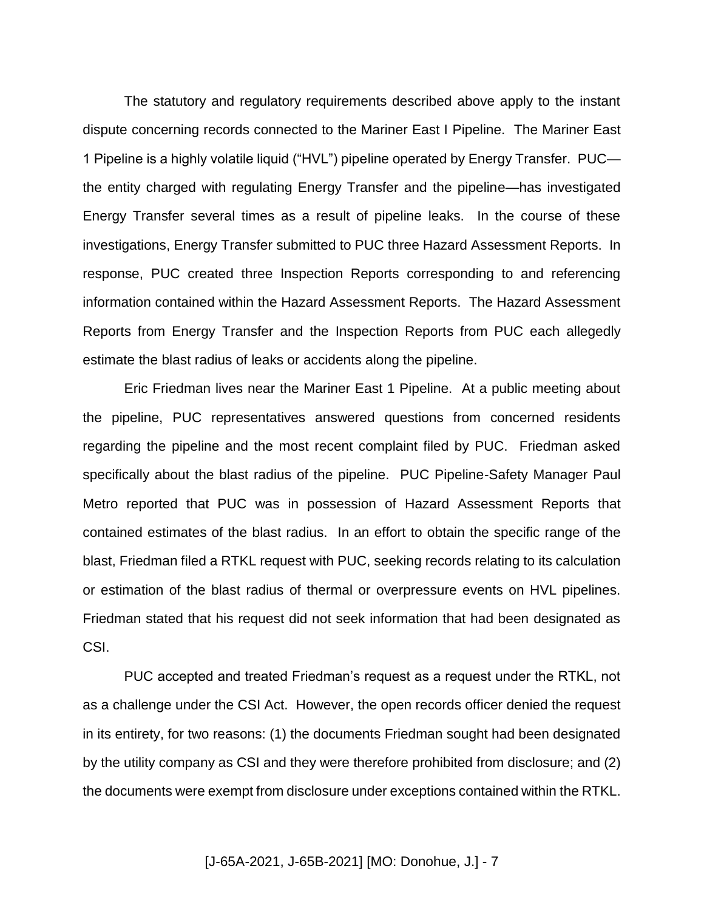The statutory and regulatory requirements described above apply to the instant dispute concerning records connected to the Mariner East I Pipeline. The Mariner East 1 Pipeline is a highly volatile liquid ("HVL") pipeline operated by Energy Transfer. PUC—the entity charged with regulating Energy Transfer and the pipeline—has investigated Energy Transfer several times as a result of pipeline leaks. In the course of these investigations, Energy Transfer submitted to PUC three Hazard Assessment Reports. In response, PUC created three Inspection Reports corresponding to and referencing information contained within the Hazard Assessment Reports. The Hazard Assessment Reports from Energy Transfer and the Inspection Reports from PUC each allegedly estimate the blast radius of leaks or accidents along the pipeline.

Eric Friedman lives near the Mariner East 1 Pipeline. At a public meeting about the pipeline, PUC representatives answered questions from concerned residents regarding the pipeline and the most recent complaint filed by PUC. Friedman asked specifically about the blast radius of the pipeline. PUC Pipeline-Safety Manager Paul Metro reported that PUC was in possession of Hazard Assessment Reports that contained estimates of the blast radius. In an effort to obtain the specific range of the blast, Friedman filed a RTKL request with PUC, seeking records relating to its calculation or estimation of the blast radius of thermal or overpressure events on HVL pipelines. Friedman stated that his request did not seek information that had been designated as CSI.

PUC accepted and treated Friedman's request as a request under the RTKL, not as a challenge under the CSI Act. However, the open records officer denied the request in its entirety, for two reasons: (1) the documents Friedman sought had been designated by the utility company as CSI and they were therefore prohibited from disclosure; and (2) the documents were exempt from disclosure under exceptions contained within the RTKL.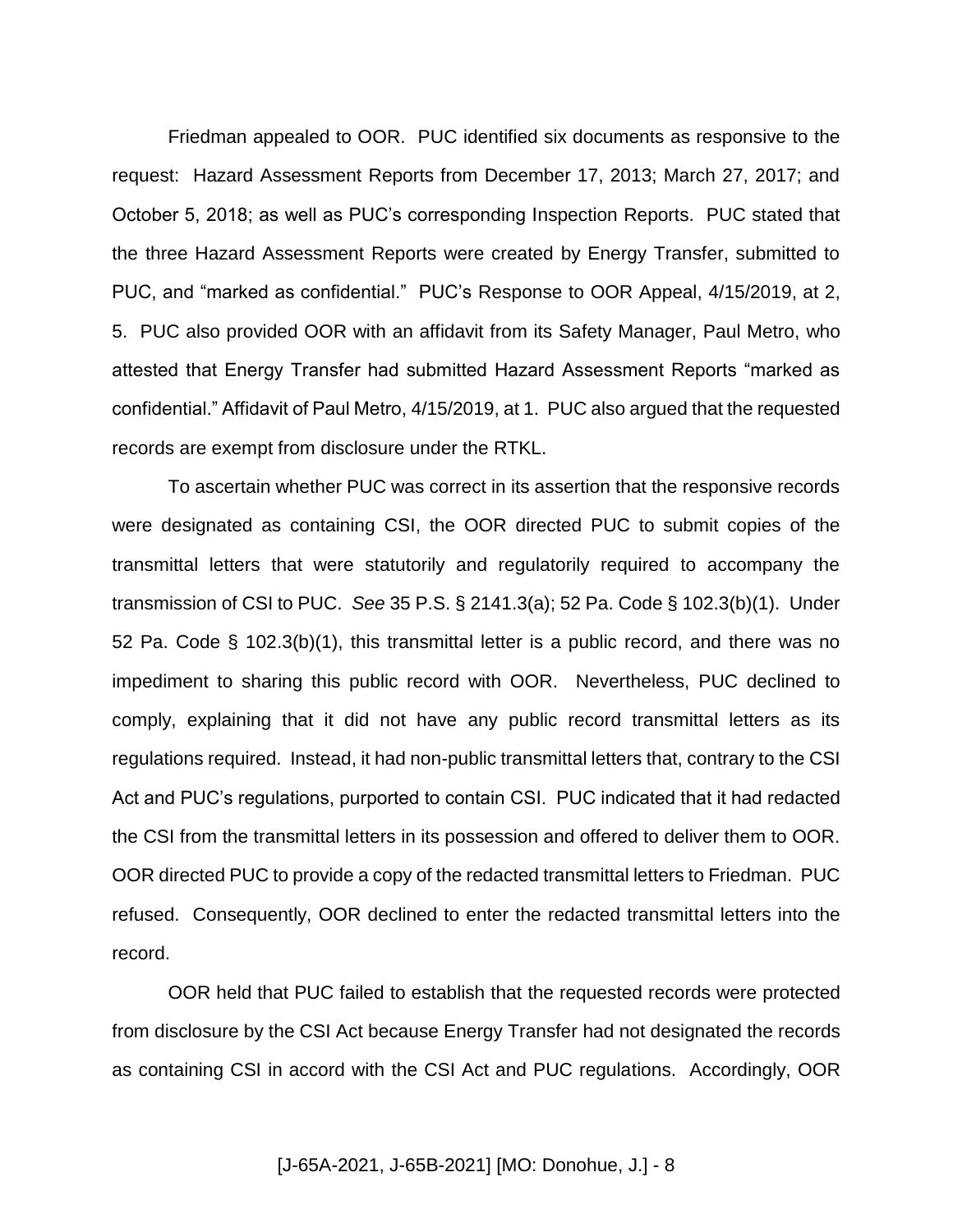Friedman appealed to OOR. PUC identified six documents as responsive to the request: Hazard Assessment Reports from December 17, 2013; March 27, 2017; and October 5, 2018; as well as PUC's corresponding Inspection Reports. PUC stated that the three Hazard Assessment Reports were created by Energy Transfer, submitted to PUC, and "marked as confidential." PUC's Response to OOR Appeal, 4/15/2019, at 2, 5. PUC also provided OOR with an affidavit from its Safety Manager, Paul Metro, who attested that Energy Transfer had submitted Hazard Assessment Reports "marked as confidential." Affidavit of Paul Metro, 4/15/2019, at 1. PUC also argued that the requested records are exempt from disclosure under the RTKL.

To ascertain whether PUC was correct in its assertion that the responsive records were designated as containing CSI, the OOR directed PUC to submit copies of the transmittal letters that were statutorily and regulatorily required to accompany the transmission of CSI to PUC. *See* 35 P.S. § 2141.3(a); 52 Pa. Code § 102.3(b)(1). Under 52 Pa. Code § 102.3(b)(1), this transmittal letter is a public record, and there was no impediment to sharing this public record with OOR. Nevertheless, PUC declined to comply, explaining that it did not have any public record transmittal letters as its regulations required. Instead, it had non-public transmittal letters that, contrary to the CSI Act and PUC's regulations, purported to contain CSI. PUC indicated that it had redacted the CSI from the transmittal letters in its possession and offered to deliver them to OOR. OOR directed PUC to provide a copy of the redacted transmittal letters to Friedman. PUC refused. Consequently, OOR declined to enter the redacted transmittal letters into the record.

OOR held that PUC failed to establish that the requested records were protected from disclosure by the CSI Act because Energy Transfer had not designated the records as containing CSI in accord with the CSI Act and PUC regulations. Accordingly, OOR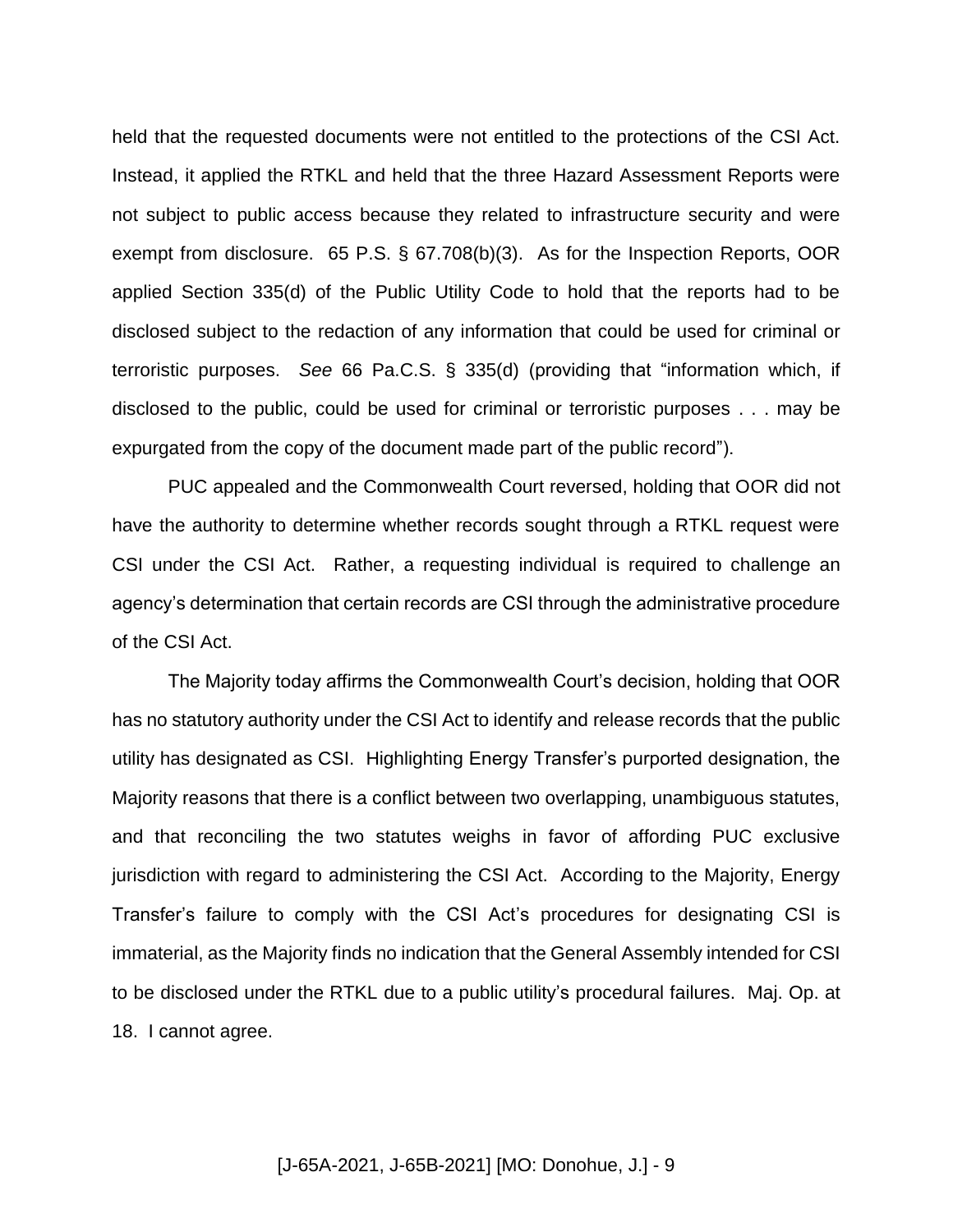held that the requested documents were not entitled to the protections of the CSI Act. Instead, it applied the RTKL and held that the three Hazard Assessment Reports were not subject to public access because they related to infrastructure security and were exempt from disclosure. 65 P.S. § 67.708(b)(3). As for the Inspection Reports, OOR applied Section 335(d) of the Public Utility Code to hold that the reports had to be disclosed subject to the redaction of any information that could be used for criminal or terroristic purposes. *See* 66 Pa.C.S. § 335(d) (providing that "information which, if disclosed to the public, could be used for criminal or terroristic purposes . . . may be expurgated from the copy of the document made part of the public record").

PUC appealed and the Commonwealth Court reversed, holding that OOR did not have the authority to determine whether records sought through a RTKL request were CSI under the CSI Act. Rather, a requesting individual is required to challenge an agency's determination that certain records are CSI through the administrative procedure of the CSI Act.

The Majority today affirms the Commonwealth Court's decision, holding that OOR has no statutory authority under the CSI Act to identify and release records that the public utility has designated as CSI. Highlighting Energy Transfer's purported designation, the Majority reasons that there is a conflict between two overlapping, unambiguous statutes, and that reconciling the two statutes weighs in favor of affording PUC exclusive jurisdiction with regard to administering the CSI Act. According to the Majority, Energy Transfer's failure to comply with the CSI Act's procedures for designating CSI is immaterial, as the Majority finds no indication that the General Assembly intended for CSI to be disclosed under the RTKL due to a public utility's procedural failures. Maj. Op. at 18. I cannot agree.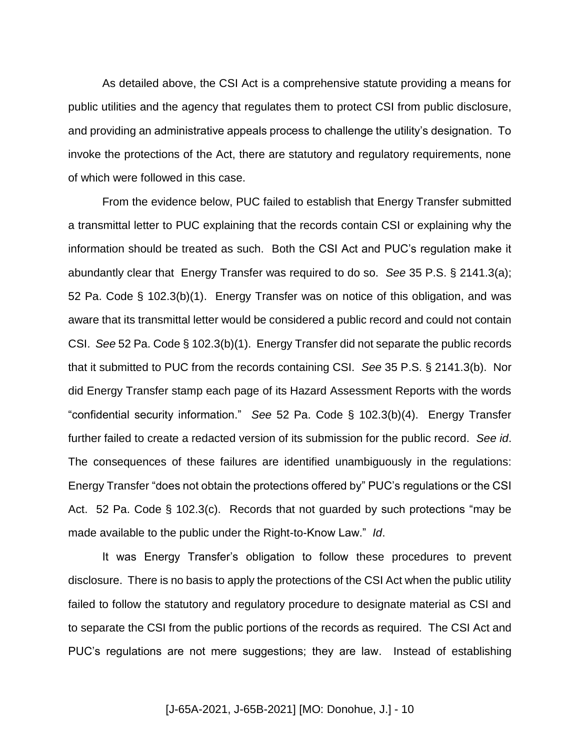As detailed above, the CSI Act is a comprehensive statute providing a means for public utilities and the agency that regulates them to protect CSI from public disclosure, and providing an administrative appeals process to challenge the utility's designation. To invoke the protections of the Act, there are statutory and regulatory requirements, none of which were followed in this case.

From the evidence below, PUC failed to establish that Energy Transfer submitted a transmittal letter to PUC explaining that the records contain CSI or explaining why the information should be treated as such. Both the CSI Act and PUC's regulation make it abundantly clear that Energy Transfer was required to do so. *See* 35 P.S. § 2141.3(a); 52 Pa. Code § 102.3(b)(1). Energy Transfer was on notice of this obligation, and was aware that its transmittal letter would be considered a public record and could not contain CSI. *See* 52 Pa. Code § 102.3(b)(1). Energy Transfer did not separate the public records that it submitted to PUC from the records containing CSI. *See* 35 P.S. § 2141.3(b). Nor did Energy Transfer stamp each page of its Hazard Assessment Reports with the words "confidential security information." *See* 52 Pa. Code § 102.3(b)(4). Energy Transfer further failed to create a redacted version of its submission for the public record. *See id*. The consequences of these failures are identified unambiguously in the regulations: Energy Transfer "does not obtain the protections offered by" PUC's regulations or the CSI Act. 52 Pa. Code § 102.3(c). Records that not guarded by such protections "may be made available to the public under the Right-to-Know Law." *Id*.

It was Energy Transfer's obligation to follow these procedures to prevent disclosure. There is no basis to apply the protections of the CSI Act when the public utility failed to follow the statutory and regulatory procedure to designate material as CSI and to separate the CSI from the public portions of the records as required. The CSI Act and PUC's regulations are not mere suggestions; they are law. Instead of establishing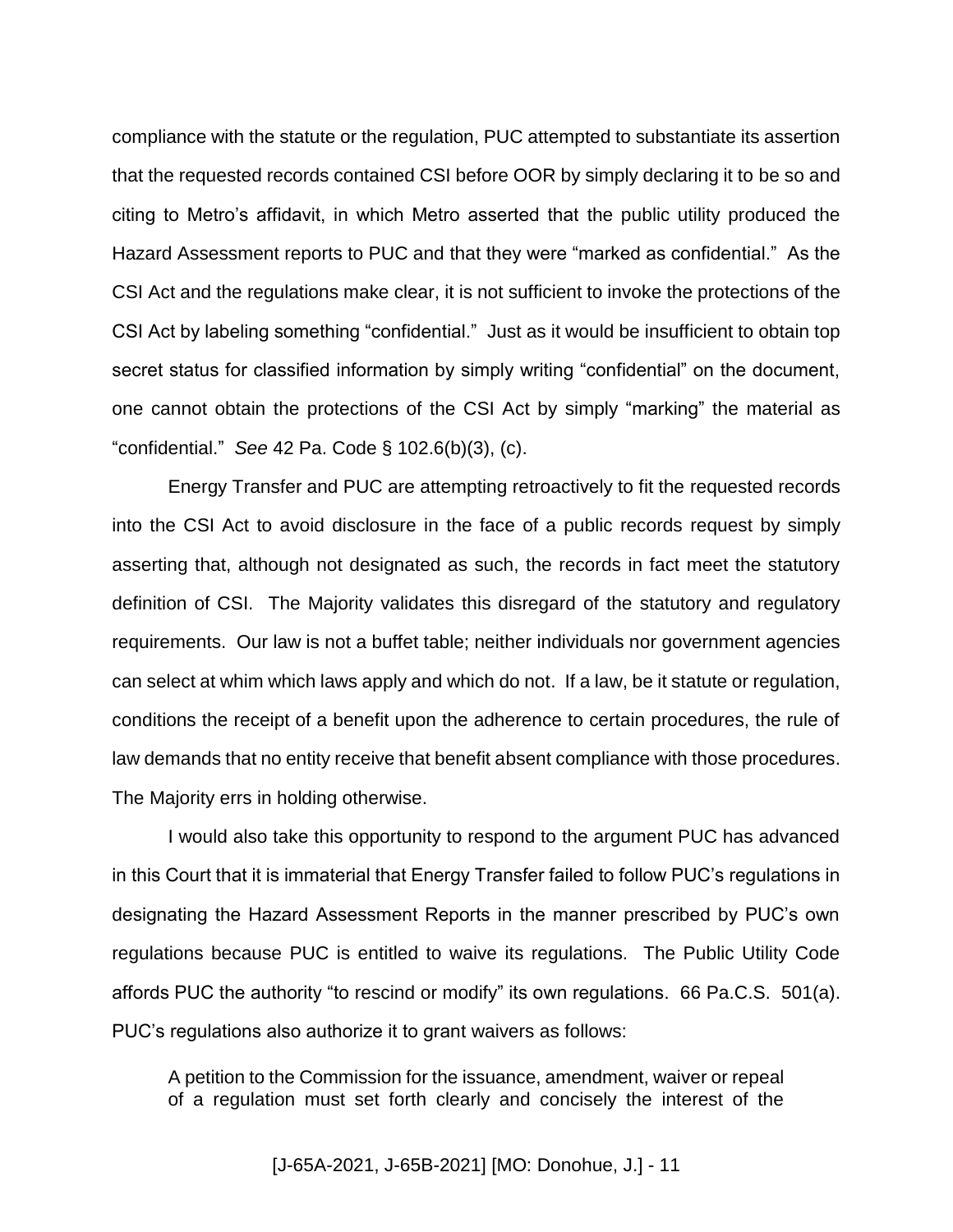compliance with the statute or the regulation, PUC attempted to substantiate its assertion that the requested records contained CSI before OOR by simply declaring it to be so and citing to Metro's affidavit, in which Metro asserted that the public utility produced the Hazard Assessment reports to PUC and that they were "marked as confidential." As the CSI Act and the regulations make clear, it is not sufficient to invoke the protections of the CSI Act by labeling something "confidential." Just as it would be insufficient to obtain top secret status for classified information by simply writing "confidential" on the document, one cannot obtain the protections of the CSI Act by simply "marking" the material as "confidential." *See* 42 Pa. Code § 102.6(b)(3), (c).

Energy Transfer and PUC are attempting retroactively to fit the requested records into the CSI Act to avoid disclosure in the face of a public records request by simply asserting that, although not designated as such, the records in fact meet the statutory definition of CSI. The Majority validates this disregard of the statutory and regulatory requirements. Our law is not a buffet table; neither individuals nor government agencies can select at whim which laws apply and which do not. If a law, be it statute or regulation, conditions the receipt of a benefit upon the adherence to certain procedures, the rule of law demands that no entity receive that benefit absent compliance with those procedures. The Majority errs in holding otherwise.

I would also take this opportunity to respond to the argument PUC has advanced in this Court that it is immaterial that Energy Transfer failed to follow PUC's regulations in designating the Hazard Assessment Reports in the manner prescribed by PUC's own regulations because PUC is entitled to waive its regulations. The Public Utility Code affords PUC the authority "to rescind or modify" its own regulations. 66 Pa.C.S. 501(a). PUC's regulations also authorize it to grant waivers as follows:

> A petition to the Commission for the issuance, amendment, waiver or repeal of a regulation must set forth clearly and concisely the interest of the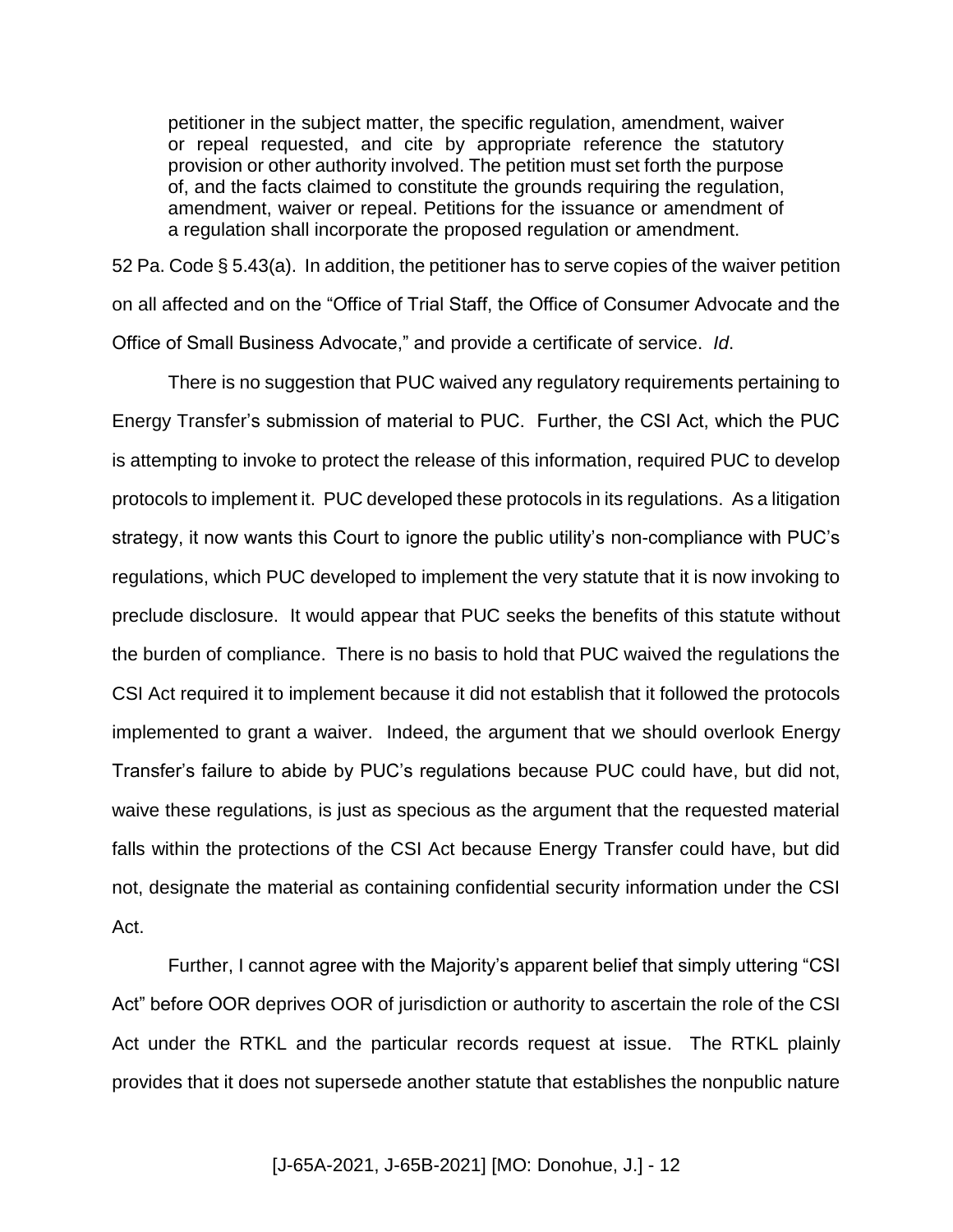> petitioner in the subject matter, the specific regulation, amendment, waiver or repeal requested, and cite by appropriate reference the statutory provision or other authority involved. The petition must set forth the purpose of, and the facts claimed to constitute the grounds requiring the regulation, amendment, waiver or repeal. Petitions for the issuance or amendment of a regulation shall incorporate the proposed regulation or amendment.

52 Pa. Code § 5.43(a). In addition, the petitioner has to serve copies of the waiver petition on all affected and on the "Office of Trial Staff, the Office of Consumer Advocate and the Office of Small Business Advocate," and provide a certificate of service. *Id*.

There is no suggestion that PUC waived any regulatory requirements pertaining to Energy Transfer's submission of material to PUC. Further, the CSI Act, which the PUC is attempting to invoke to protect the release of this information, required PUC to develop protocols to implement it. PUC developed these protocols in its regulations. As a litigation strategy, it now wants this Court to ignore the public utility's non-compliance with PUC's regulations, which PUC developed to implement the very statute that it is now invoking to preclude disclosure. It would appear that PUC seeks the benefits of this statute without the burden of compliance. There is no basis to hold that PUC waived the regulations the CSI Act required it to implement because it did not establish that it followed the protocols implemented to grant a waiver. Indeed, the argument that we should overlook Energy Transfer's failure to abide by PUC's regulations because PUC could have, but did not, waive these regulations, is just as specious as the argument that the requested material falls within the protections of the CSI Act because Energy Transfer could have, but did not, designate the material as containing confidential security information under the CSI Act.

Further, I cannot agree with the Majority's apparent belief that simply uttering "CSI Act" before OOR deprives OOR of jurisdiction or authority to ascertain the role of the CSI Act under the RTKL and the particular records request at issue. The RTKL plainly provides that it does not supersede another statute that establishes the nonpublic nature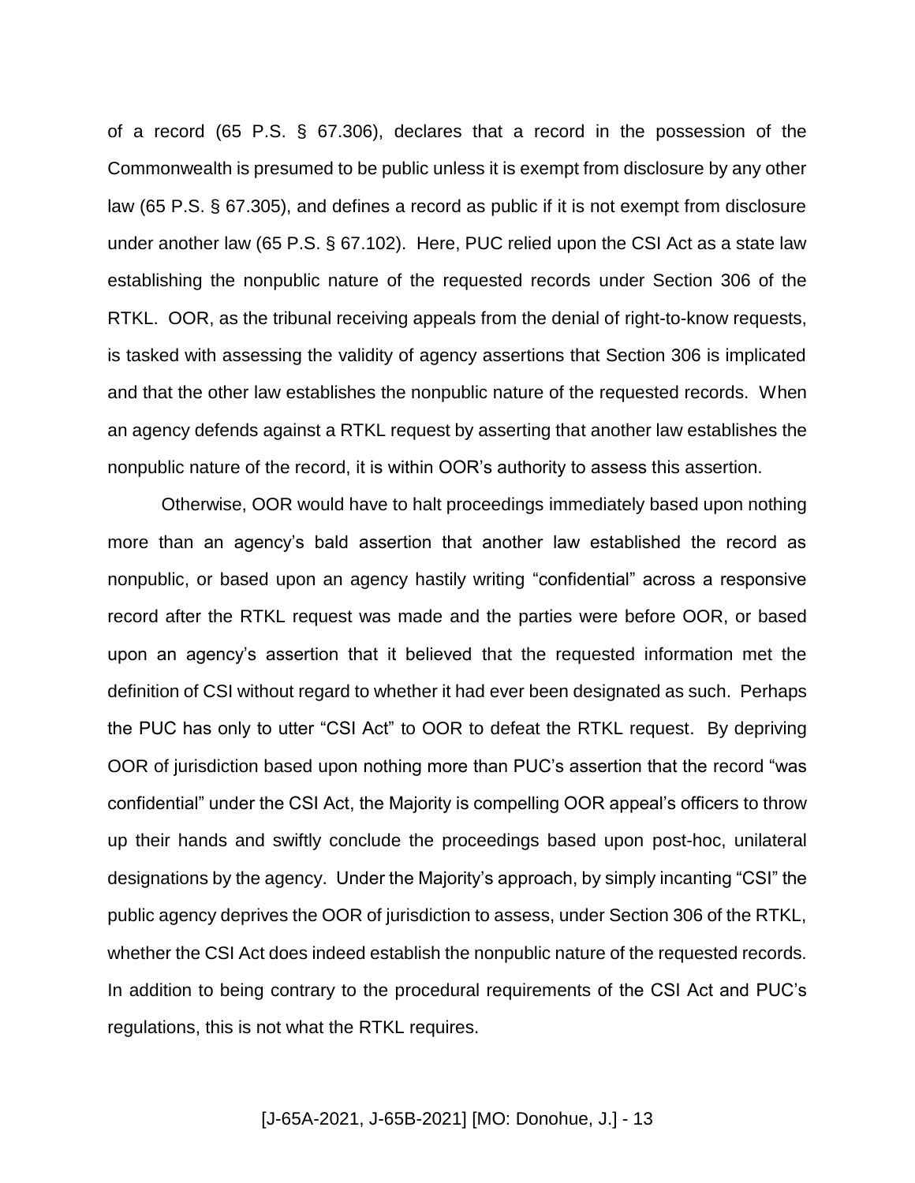of a record (65 P.S. § 67.306), declares that a record in the possession of the Commonwealth is presumed to be public unless it is exempt from disclosure by any other law (65 P.S. § 67.305), and defines a record as public if it is not exempt from disclosure under another law (65 P.S. § 67.102). Here, PUC relied upon the CSI Act as a state law establishing the nonpublic nature of the requested records under Section 306 of the RTKL. OOR, as the tribunal receiving appeals from the denial of right-to-know requests, is tasked with assessing the validity of agency assertions that Section 306 is implicated and that the other law establishes the nonpublic nature of the requested records. When an agency defends against a RTKL request by asserting that another law establishes the nonpublic nature of the record, it is within OOR's authority to assess this assertion.

Otherwise, OOR would have to halt proceedings immediately based upon nothing more than an agency's bald assertion that another law established the record as nonpublic, or based upon an agency hastily writing "confidential" across a responsive record after the RTKL request was made and the parties were before OOR, or based upon an agency's assertion that it believed that the requested information met the definition of CSI without regard to whether it had ever been designated as such. Perhaps the PUC has only to utter "CSI Act" to OOR to defeat the RTKL request. By depriving OOR of jurisdiction based upon nothing more than PUC's assertion that the record "was confidential" under the CSI Act, the Majority is compelling OOR appeal's officers to throw up their hands and swiftly conclude the proceedings based upon post-hoc, unilateral designations by the agency. Under the Majority's approach, by simply incanting "CSI" the public agency deprives the OOR of jurisdiction to assess, under Section 306 of the RTKL, whether the CSI Act does indeed establish the nonpublic nature of the requested records. In addition to being contrary to the procedural requirements of the CSI Act and PUC's regulations, this is not what the RTKL requires.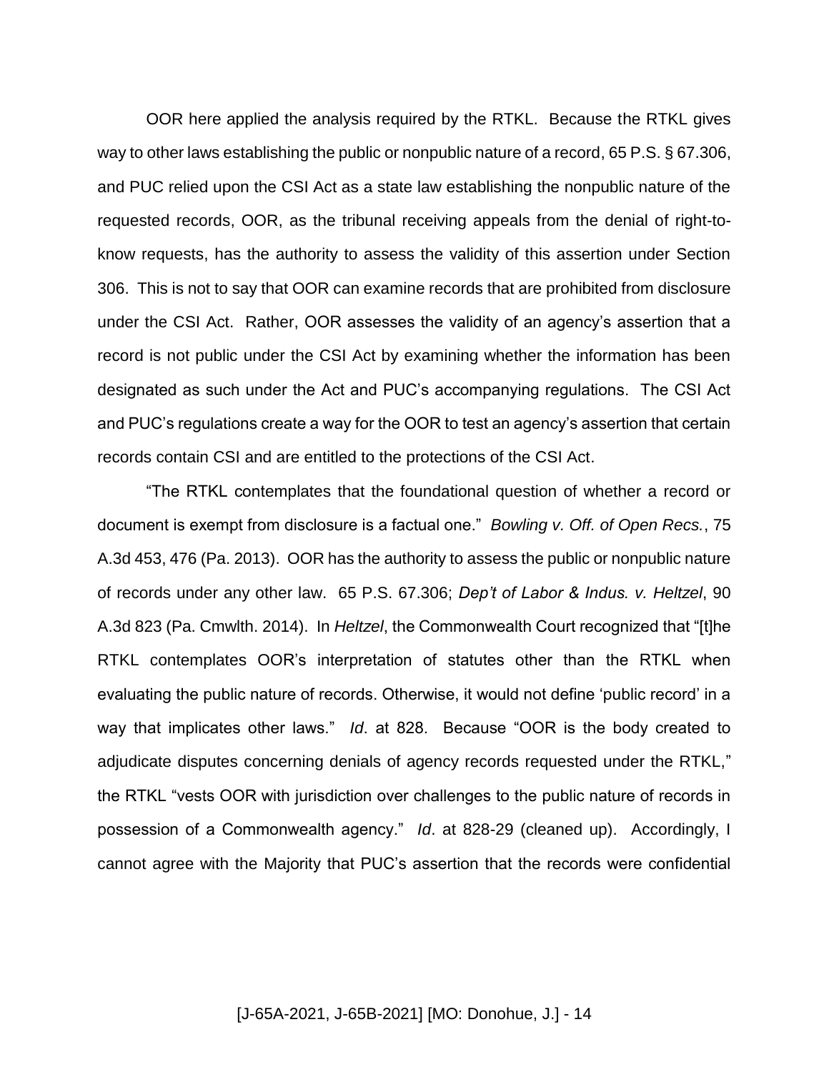OOR here applied the analysis required by the RTKL. Because the RTKL gives way to other laws establishing the public or nonpublic nature of a record, 65 P.S. § 67.306, and PUC relied upon the CSI Act as a state law establishing the nonpublic nature of the requested records, OOR, as the tribunal receiving appeals from the denial of right-to-know requests, has the authority to assess the validity of this assertion under Section 306. This is not to say that OOR can examine records that are prohibited from disclosure under the CSI Act. Rather, OOR assesses the validity of an agency's assertion that a record is not public under the CSI Act by examining whether the information has been designated as such under the Act and PUC's accompanying regulations. The CSI Act and PUC's regulations create a way for the OOR to test an agency's assertion that certain records contain CSI and are entitled to the protections of the CSI Act.

"The RTKL contemplates that the foundational question of whether a record or document is exempt from disclosure is a factual one." *Bowling v. Off. of Open Recs.*, 75 A.3d 453, 476 (Pa. 2013). OOR has the authority to assess the public or nonpublic nature of records under any other law. 65 P.S. 67.306; *Dep't of Labor & Indus. v. Heltzel*, 90 A.3d 823 (Pa. Cmwlth. 2014). In *Heltzel*, the Commonwealth Court recognized that "[t]he RTKL contemplates OOR's interpretation of statutes other than the RTKL when evaluating the public nature of records. Otherwise, it would not define 'public record' in a way that implicates other laws." *Id*. at 828. Because "OOR is the body created to adjudicate disputes concerning denials of agency records requested under the RTKL," the RTKL "vests OOR with jurisdiction over challenges to the public nature of records in possession of a Commonwealth agency." *Id*. at 828-29 (cleaned up). Accordingly, I cannot agree with the Majority that PUC's assertion that the records were confidential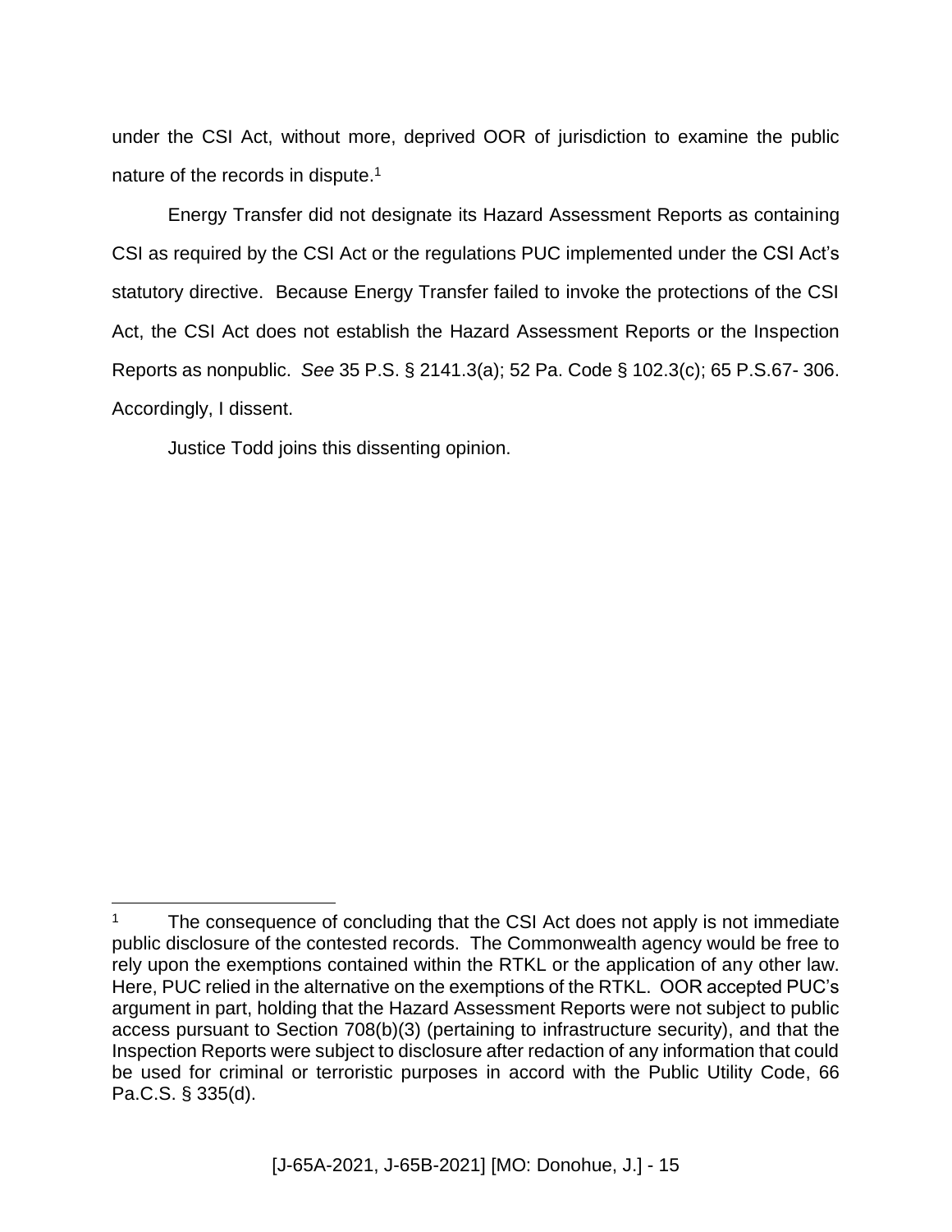under the CSI Act, without more, deprived OOR of jurisdiction to examine the public nature of the records in dispute.[1]

Energy Transfer did not designate its Hazard Assessment Reports as containing CSI as required by the CSI Act or the regulations PUC implemented under the CSI Act's statutory directive. Because Energy Transfer failed to invoke the protections of the CSI Act, the CSI Act does not establish the Hazard Assessment Reports or the Inspection Reports as nonpublic. *See* 35 P.S. § 2141.3(a); 52 Pa. Code § 102.3(c); 65 P.S.67- 306. Accordingly, I dissent.

Justice Todd joins this dissenting opinion.

---

[1] The consequence of concluding that the CSI Act does not apply is not immediate public disclosure of the contested records. The Commonwealth agency would be free to rely upon the exemptions contained within the RTKL or the application of any other law. Here, PUC relied in the alternative on the exemptions of the RTKL. OOR accepted PUC's argument in part, holding that the Hazard Assessment Reports were not subject to public access pursuant to Section 708(b)(3) (pertaining to infrastructure security), and that the Inspection Reports were subject to disclosure after redaction of any information that could be used for criminal or terroristic purposes in accord with the Public Utility Code, 66 Pa.C.S. § 335(d).